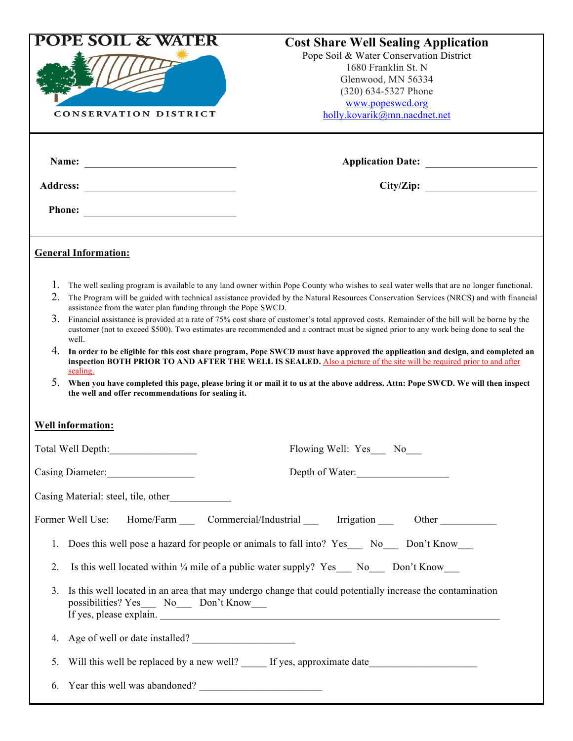**POPE SOIL & WATER**

**CONSERVATION DISTRICT**

# Cost Share Well Sealing Application

Pope Soil & Water Conservation District
1680 Franklin St. N
Glenwood, MN 56334
(320) 634-5327 Phone
www.popeswcd.org
holly.kovarik@mn.nacdnet.net

**Name:** ______________________________ **Application Date:** ______________________

**Address:** ______________________________ **City/Zip:** ______________________

**Phone:** ______________________________

## General Information:

1. The well sealing program is available to any land owner within Pope County who wishes to seal water wells that are no longer functional.
2. The Program will be guided with technical assistance provided by the Natural Resources Conservation Services (NRCS) and with financial assistance from the water plan funding through the Pope SWCD.
3. Financial assistance is provided at a rate of 75% cost share of customer's total approved costs. Remainder of the bill will be borne by the customer (not to exceed $500). Two estimates are recommended and a contract must be signed prior to any work being done to seal the well.
4. **In order to be eligible for this cost share program, Pope SWCD must have approved the application and design, and completed an inspection BOTH PRIOR TO AND AFTER THE WELL IS SEALED.** Also a picture of the site will be required prior to and after sealing.
5. **When you have completed this page, please bring it or mail it to us at the above address. Attn: Pope SWCD. We will then inspect the well and offer recommendations for sealing it.**

## Well information:

Total Well Depth:________________ Flowing Well: Yes___ No___

Casing Diameter:________________ Depth of Water:_________________

Casing Material: steel, tile, other____________

Former Well Use: Home/Farm ___ Commercial/Industrial ___ Irrigation ___ Other ___________

1. Does this well pose a hazard for people or animals to fall into? Yes___ No___ Don't Know___
2. Is this well located within ¼ mile of a public water supply? Yes___ No___ Don't Know___
3. Is this well located in an area that may undergo change that could potentially increase the contamination possibilities? Yes___ No___ Don't Know___
   If yes, please explain. ____________________________________________________________________
4. Age of well or date installed? ____________________
5. Will this well be replaced by a new well? _____ If yes, approximate date____________________
6. Year this well was abandoned? ________________________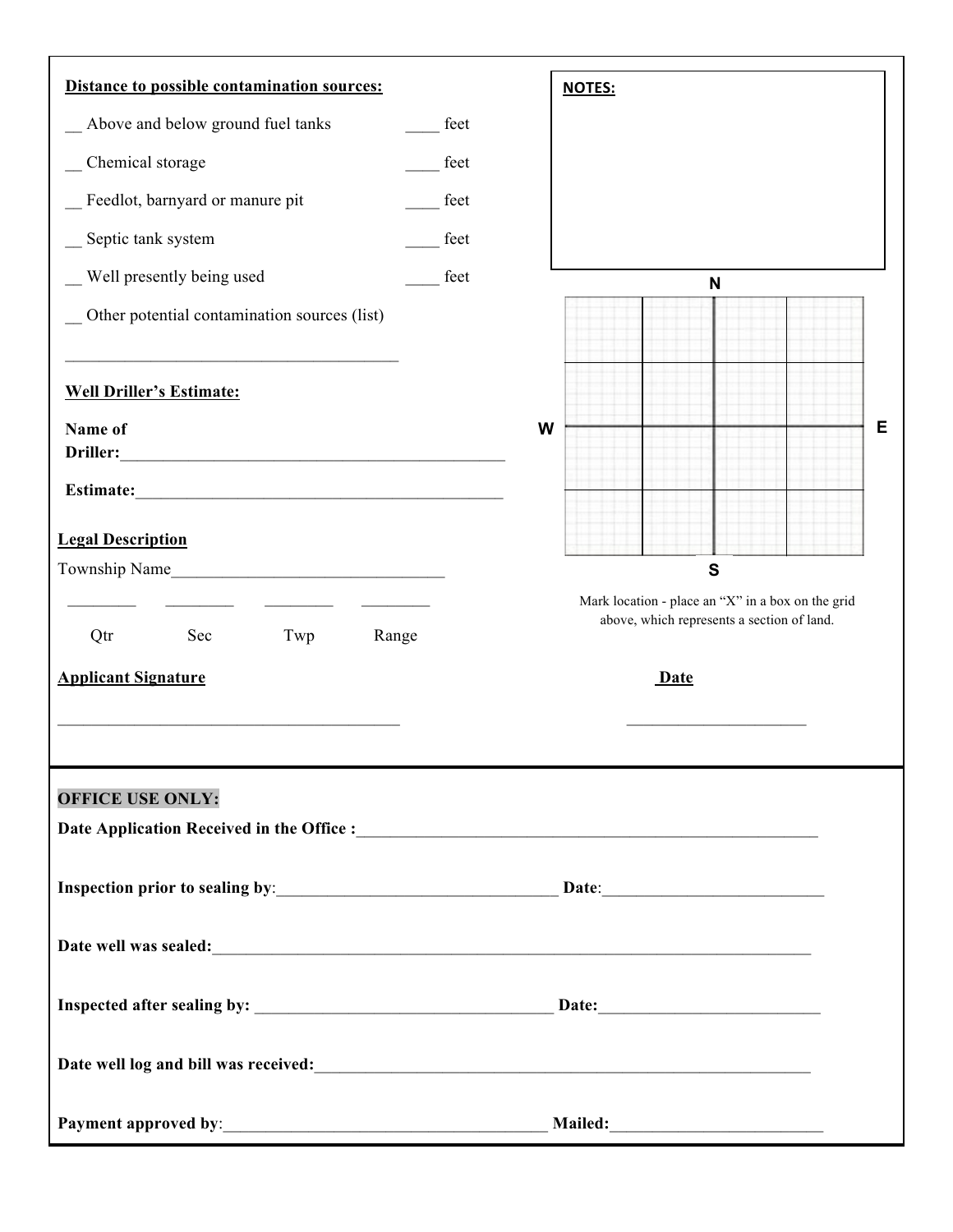**Distance to possible contamination sources:**

__ Above and below ground fuel tanks ____ feet

__ Chemical storage ____ feet

__ Feedlot, barnyard or manure pit ____ feet

__ Septic tank system ____ feet

__ Well presently being used ____ feet

__ Other potential contamination sources (list)

_______________________________________

**NOTES:**

N

W

E

S

Mark location - place an "X" in a box on the grid above, which represents a section of land.

**Well Driller's Estimate:**

**Name of Driller:**_______________________________________________

**Estimate:**___________________________________________

**Legal Description**

Township Name_______________________________

| ________ | ________ | ________ | ________ |
|---|---|---|---|
| Qtr | Sec | Twp | Range |

**Applicant Signature** _______________________________________

**Date** _____________________

---

**OFFICE USE ONLY:**

**Date Application Received in the Office :**_______________________________________________________

**Inspection prior to sealing by**:_________________________________ **Date**:__________________________

**Date well was sealed:**_______________________________________________________________________

**Inspected after sealing by:** ___________________________________ **Date:**__________________________

**Date well log and bill was received:**___________________________________________________________

**Payment approved by**:______________________________________ **Mailed:**_________________________